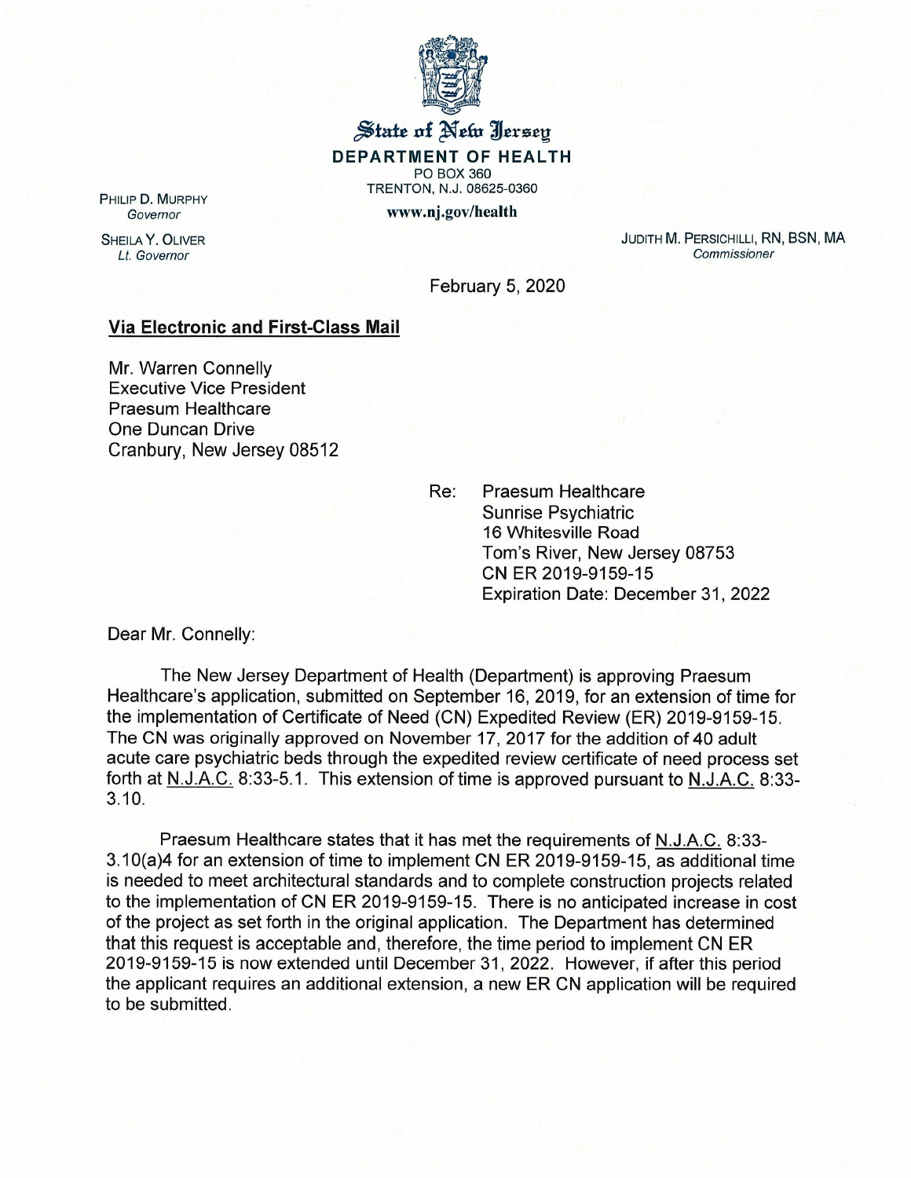**State of New Jersey**

**DEPARTMENT OF HEALTH**

PO BOX 360

TRENTON, N.J. 08625-0360

**www.nj.gov/health**

PHILIP D. MURPHY
*Governor*

SHEILA Y. OLIVER
*Lt. Governor*

JUDITH M. PERSICHILLI, RN, BSN, MA
*Commissioner*

February 5, 2020

**Via Electronic and First-Class Mail**

Mr. Warren Connelly
Executive Vice President
Praesum Healthcare
One Duncan Drive
Cranbury, New Jersey 08512

Re: Praesum Healthcare
Sunrise Psychiatric
16 Whitesville Road
Tom's River, New Jersey 08753
CN ER 2019-9159-15
Expiration Date: December 31, 2022

Dear Mr. Connelly:

The New Jersey Department of Health (Department) is approving Praesum Healthcare's application, submitted on September 16, 2019, for an extension of time for the implementation of Certificate of Need (CN) Expedited Review (ER) 2019-9159-15. The CN was originally approved on November 17, 2017 for the addition of 40 adult acute care psychiatric beds through the expedited review certificate of need process set forth at N.J.A.C. 8:33-5.1. This extension of time is approved pursuant to N.J.A.C. 8:33-3.10.

Praesum Healthcare states that it has met the requirements of N.J.A.C. 8:33-3.10(a)4 for an extension of time to implement CN ER 2019-9159-15, as additional time is needed to meet architectural standards and to complete construction projects related to the implementation of CN ER 2019-9159-15. There is no anticipated increase in cost of the project as set forth in the original application. The Department has determined that this request is acceptable and, therefore, the time period to implement CN ER 2019-9159-15 is now extended until December 31, 2022. However, if after this period the applicant requires an additional extension, a new ER CN application will be required to be submitted.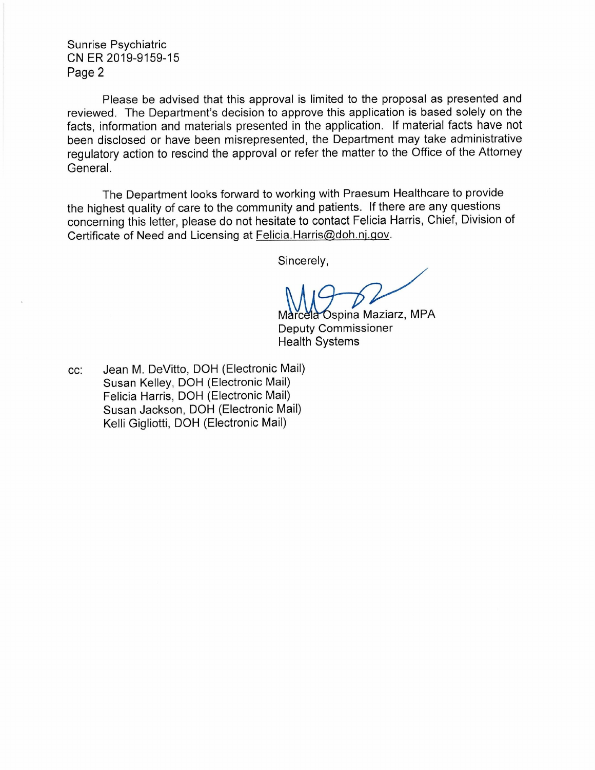Sunrise Psychiatric
CN ER 2019-9159-15
Page 2

Please be advised that this approval is limited to the proposal as presented and reviewed. The Department's decision to approve this application is based solely on the facts, information and materials presented in the application. If material facts have not been disclosed or have been misrepresented, the Department may take administrative regulatory action to rescind the approval or refer the matter to the Office of the Attorney General.

The Department looks forward to working with Praesum Healthcare to provide the highest quality of care to the community and patients. If there are any questions concerning this letter, please do not hesitate to contact Felicia Harris, Chief, Division of Certificate of Need and Licensing at Felicia.Harris@doh.nj.gov.

Sincerely,

Marcela Ospina Maziarz, MPA
Deputy Commissioner
Health Systems

cc: Jean M. DeVitto, DOH (Electronic Mail)
Susan Kelley, DOH (Electronic Mail)
Felicia Harris, DOH (Electronic Mail)
Susan Jackson, DOH (Electronic Mail)
Kelli Gigliotti, DOH (Electronic Mail)